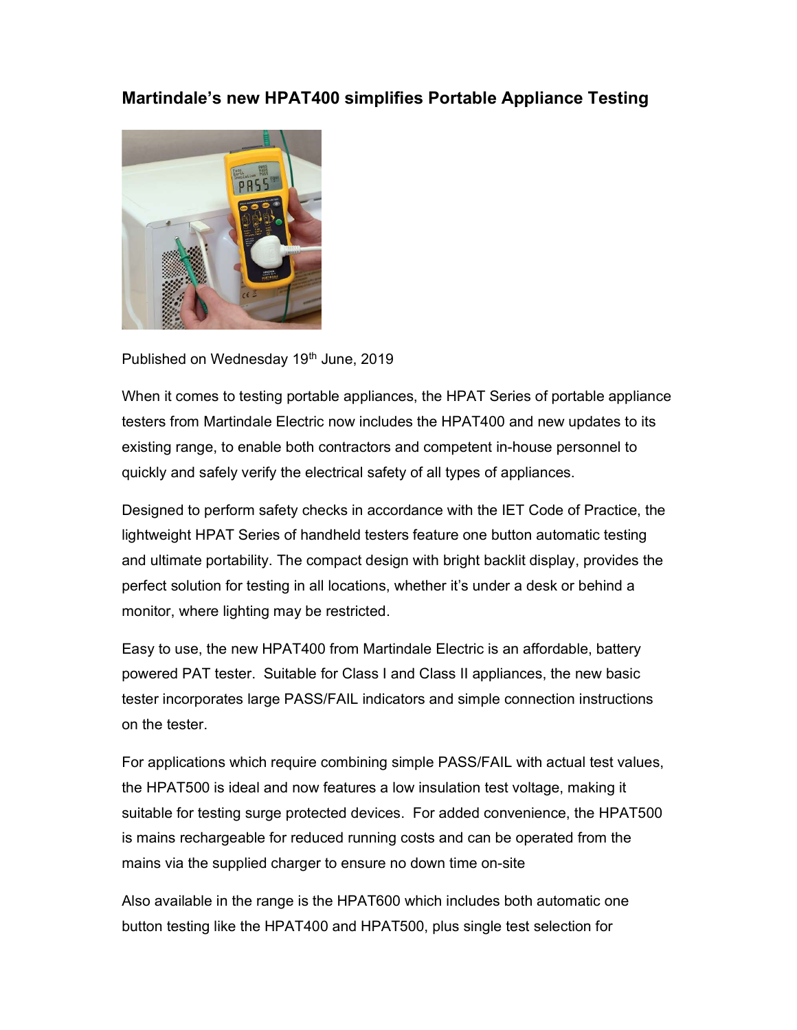# Martindale's new HPAT400 simplifies Portable Appliance Testing

Published on Wednesday 19th June, 2019

When it comes to testing portable appliances, the HPAT Series of portable appliance testers from Martindale Electric now includes the HPAT400 and new updates to its existing range, to enable both contractors and competent in-house personnel to quickly and safely verify the electrical safety of all types of appliances.

Designed to perform safety checks in accordance with the IET Code of Practice, the lightweight HPAT Series of handheld testers feature one button automatic testing and ultimate portability. The compact design with bright backlit display, provides the perfect solution for testing in all locations, whether it's under a desk or behind a monitor, where lighting may be restricted.

Easy to use, the new HPAT400 from Martindale Electric is an affordable, battery powered PAT tester. Suitable for Class I and Class II appliances, the new basic tester incorporates large PASS/FAIL indicators and simple connection instructions on the tester.

For applications which require combining simple PASS/FAIL with actual test values, the HPAT500 is ideal and now features a low insulation test voltage, making it suitable for testing surge protected devices. For added convenience, the HPAT500 is mains rechargeable for reduced running costs and can be operated from the mains via the supplied charger to ensure no down time on-site

Also available in the range is the HPAT600 which includes both automatic one button testing like the HPAT400 and HPAT500, plus single test selection for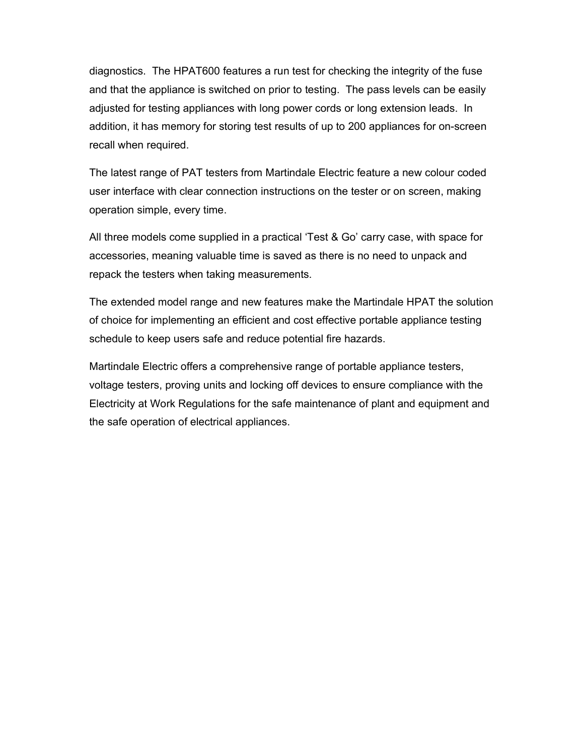diagnostics. The HPAT600 features a run test for checking the integrity of the fuse and that the appliance is switched on prior to testing. The pass levels can be easily adjusted for testing appliances with long power cords or long extension leads. In addition, it has memory for storing test results of up to 200 appliances for on-screen recall when required.

The latest range of PAT testers from Martindale Electric feature a new colour coded user interface with clear connection instructions on the tester or on screen, making operation simple, every time.

All three models come supplied in a practical 'Test & Go' carry case, with space for accessories, meaning valuable time is saved as there is no need to unpack and repack the testers when taking measurements.

The extended model range and new features make the Martindale HPAT the solution of choice for implementing an efficient and cost effective portable appliance testing schedule to keep users safe and reduce potential fire hazards.

Martindale Electric offers a comprehensive range of portable appliance testers, voltage testers, proving units and locking off devices to ensure compliance with the Electricity at Work Regulations for the safe maintenance of plant and equipment and the safe operation of electrical appliances.